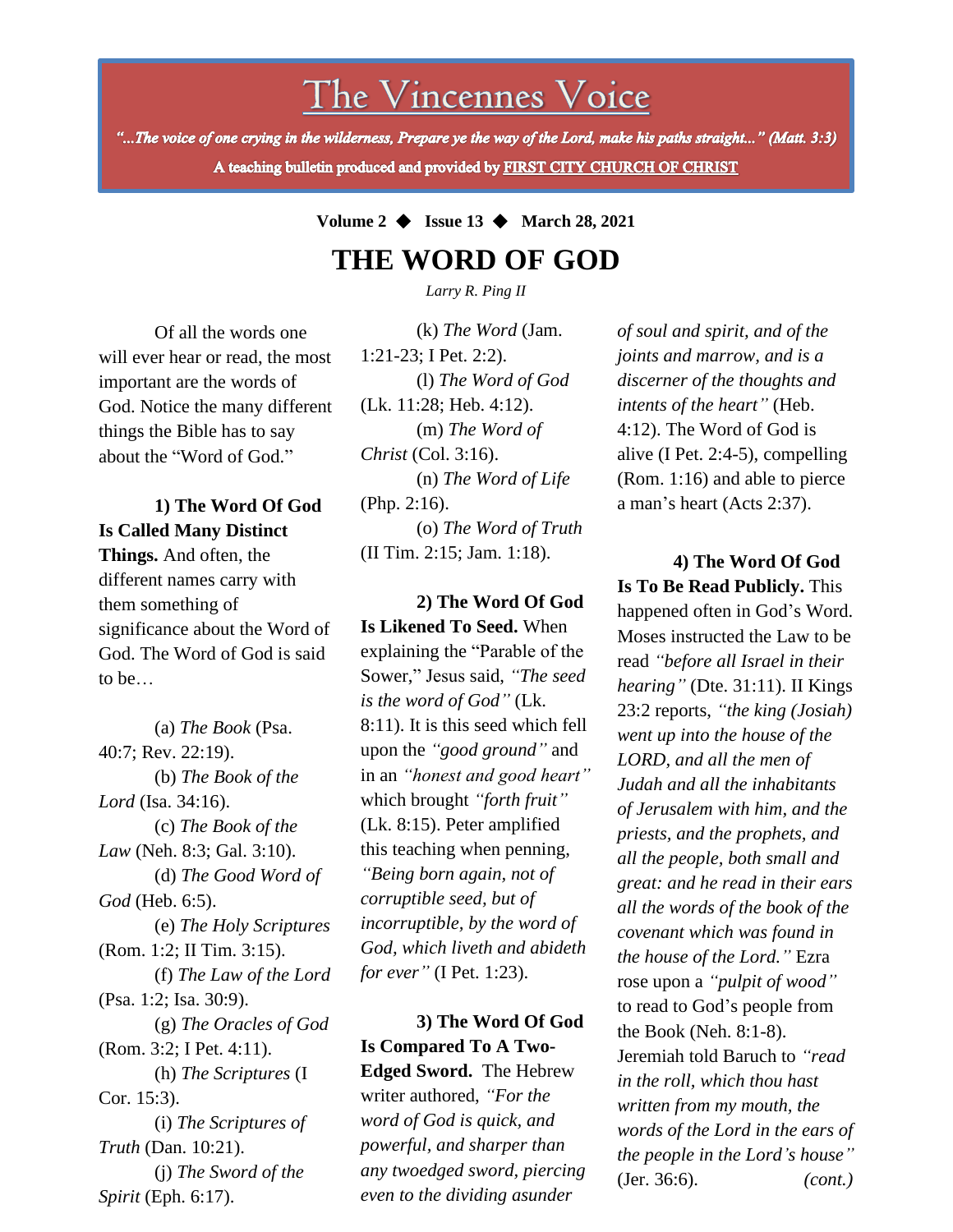# The Vincennes Voice

*"...The voice of one crying in the wilderness, Prepare ye the way of the Lord, make his paths straight..." (Matt. 3:3)*

**A teaching bulletin produced and provided by FIRST CITY CHURCH OF CHRIST**

**Volume 2 ◆ Issue 13 ◆ March 28, 2021**

# THE WORD OF GOD

*Larry R. Ping II*

Of all the words one will ever hear or read, the most important are the words of God. Notice the many different things the Bible has to say about the "Word of God."

**1) The Word Of God Is Called Many Distinct Things.** And often, the different names carry with them something of significance about the Word of God. The Word of God is said to be…

(a) *The Book* (Psa. 40:7; Rev. 22:19).
(b) *The Book of the Lord* (Isa. 34:16).
(c) *The Book of the Law* (Neh. 8:3; Gal. 3:10).
(d) *The Good Word of God* (Heb. 6:5).
(e) *The Holy Scriptures* (Rom. 1:2; II Tim. 3:15).
(f) *The Law of the Lord* (Psa. 1:2; Isa. 30:9).
(g) *The Oracles of God* (Rom. 3:2; I Pet. 4:11).
(h) *The Scriptures* (I Cor. 15:3).
(i) *The Scriptures of Truth* (Dan. 10:21).
(j) *The Sword of the Spirit* (Eph. 6:17).
(k) *The Word* (Jam. 1:21-23; I Pet. 2:2).
(l) *The Word of God* (Lk. 11:28; Heb. 4:12).
(m) *The Word of Christ* (Col. 3:16).
(n) *The Word of Life* (Php. 2:16).
(o) *The Word of Truth* (II Tim. 2:15; Jam. 1:18).

**2) The Word Of God Is Likened To Seed.** When explaining the "Parable of the Sower," Jesus said, *"The seed is the word of God"* (Lk. 8:11). It is this seed which fell upon the *"good ground"* and in an *"honest and good heart"* which brought *"forth fruit"* (Lk. 8:15). Peter amplified this teaching when penning, *"Being born again, not of corruptible seed, but of incorruptible, by the word of God, which liveth and abideth for ever"* (I Pet. 1:23).

**3) The Word Of God Is Compared To A Two-Edged Sword.** The Hebrew writer authored, *"For the word of God is quick, and powerful, and sharper than any twoedged sword, piercing even to the dividing asunder of soul and spirit, and of the joints and marrow, and is a discerner of the thoughts and intents of the heart"* (Heb. 4:12). The Word of God is alive (I Pet. 2:4-5), compelling (Rom. 1:16) and able to pierce a man's heart (Acts 2:37).

**4) The Word Of God Is To Be Read Publicly.** This happened often in God's Word. Moses instructed the Law to be read *"before all Israel in their hearing"* (Dte. 31:11). II Kings 23:2 reports, *"the king (Josiah) went up into the house of the LORD, and all the men of Judah and all the inhabitants of Jerusalem with him, and the priests, and the prophets, and all the people, both small and great: and he read in their ears all the words of the book of the covenant which was found in the house of the Lord."* Ezra rose upon a *"pulpit of wood"* to read to God's people from the Book (Neh. 8:1-8). Jeremiah told Baruch to *"read in the roll, which thou hast written from my mouth, the words of the Lord in the ears of the people in the Lord's house"* (Jer. 36:6). *(cont.)*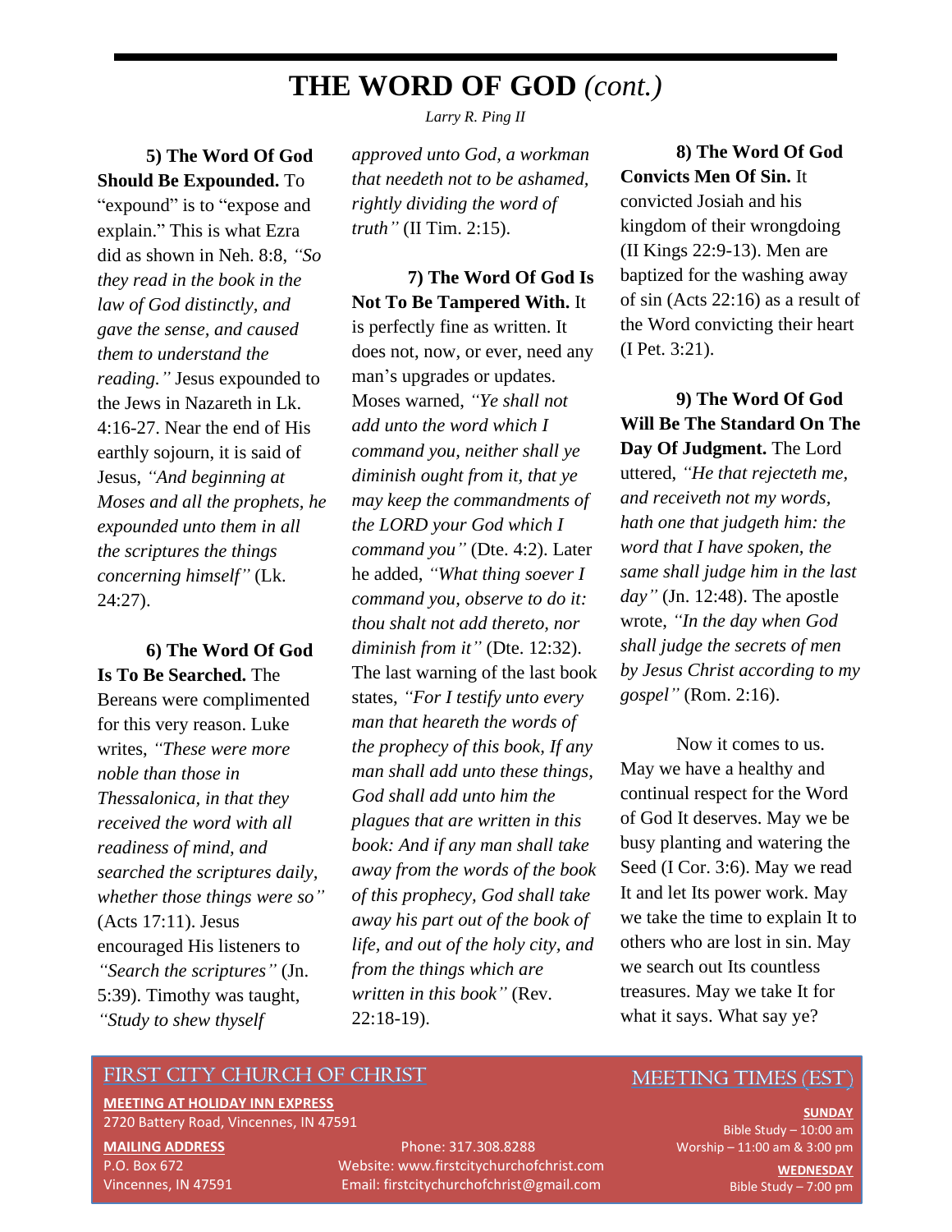# THE WORD OF GOD *(cont.)*

*Larry R. Ping II*

**5) The Word Of God Should Be Expounded.** To "expound" is to "expose and explain." This is what Ezra did as shown in Neh. 8:8, *"So they read in the book in the law of God distinctly, and gave the sense, and caused them to understand the reading."* Jesus expounded to the Jews in Nazareth in Lk. 4:16-27. Near the end of His earthly sojourn, it is said of Jesus, *"And beginning at Moses and all the prophets, he expounded unto them in all the scriptures the things concerning himself"* (Lk. 24:27).

**6) The Word Of God Is To Be Searched.** The Bereans were complimented for this very reason. Luke writes, *"These were more noble than those in Thessalonica, in that they received the word with all readiness of mind, and searched the scriptures daily, whether those things were so"* (Acts 17:11). Jesus encouraged His listeners to *"Search the scriptures"* (Jn. 5:39). Timothy was taught, *"Study to shew thyself approved unto God, a workman that needeth not to be ashamed, rightly dividing the word of truth"* (II Tim. 2:15).

**7) The Word Of God Is Not To Be Tampered With.** It is perfectly fine as written. It does not, now, or ever, need any man's upgrades or updates. Moses warned, *"Ye shall not add unto the word which I command you, neither shall ye diminish ought from it, that ye may keep the commandments of the LORD your God which I command you"* (Dte. 4:2). Later he added, *"What thing soever I command you, observe to do it: thou shalt not add thereto, nor diminish from it"* (Dte. 12:32). The last warning of the last book states, *"For I testify unto every man that heareth the words of the prophecy of this book, If any man shall add unto these things, God shall add unto him the plagues that are written in this book: And if any man shall take away from the words of the book of this prophecy, God shall take away his part out of the book of life, and out of the holy city, and from the things which are written in this book"* (Rev. 22:18-19).

**8) The Word Of God Convicts Men Of Sin.** It convicted Josiah and his kingdom of their wrongdoing (II Kings 22:9-13). Men are baptized for the washing away of sin (Acts 22:16) as a result of the Word convicting their heart (I Pet. 3:21).

**9) The Word Of God Will Be The Standard On The Day Of Judgment.** The Lord uttered, *"He that rejecteth me, and receiveth not my words, hath one that judgeth him: the word that I have spoken, the same shall judge him in the last day"* (Jn. 12:48). The apostle wrote, *"In the day when God shall judge the secrets of men by Jesus Christ according to my gospel"* (Rom. 2:16).

Now it comes to us. May we have a healthy and continual respect for the Word of God It deserves. May we be busy planting and watering the Seed (I Cor. 3:6). May we read It and let Its power work. May we take the time to explain It to others who are lost in sin. May we search out Its countless treasures. May we take It for what it says. What say ye?

## FIRST CITY CHURCH OF CHRIST

**MEETING AT HOLIDAY INN EXPRESS**
2720 Battery Road, Vincennes, IN 47591

**MAILING ADDRESS**
P.O. Box 672
Vincennes, IN 47591

Phone: 317.308.8288
Website: www.firstcitychurchofchrist.com
Email: firstcitychurchofchrist@gmail.com

## MEETING TIMES (EST)

**SUNDAY**
Bible Study – 10:00 am
Worship – 11:00 am & 3:00 pm

**WEDNESDAY**
Bible Study – 7:00 pm